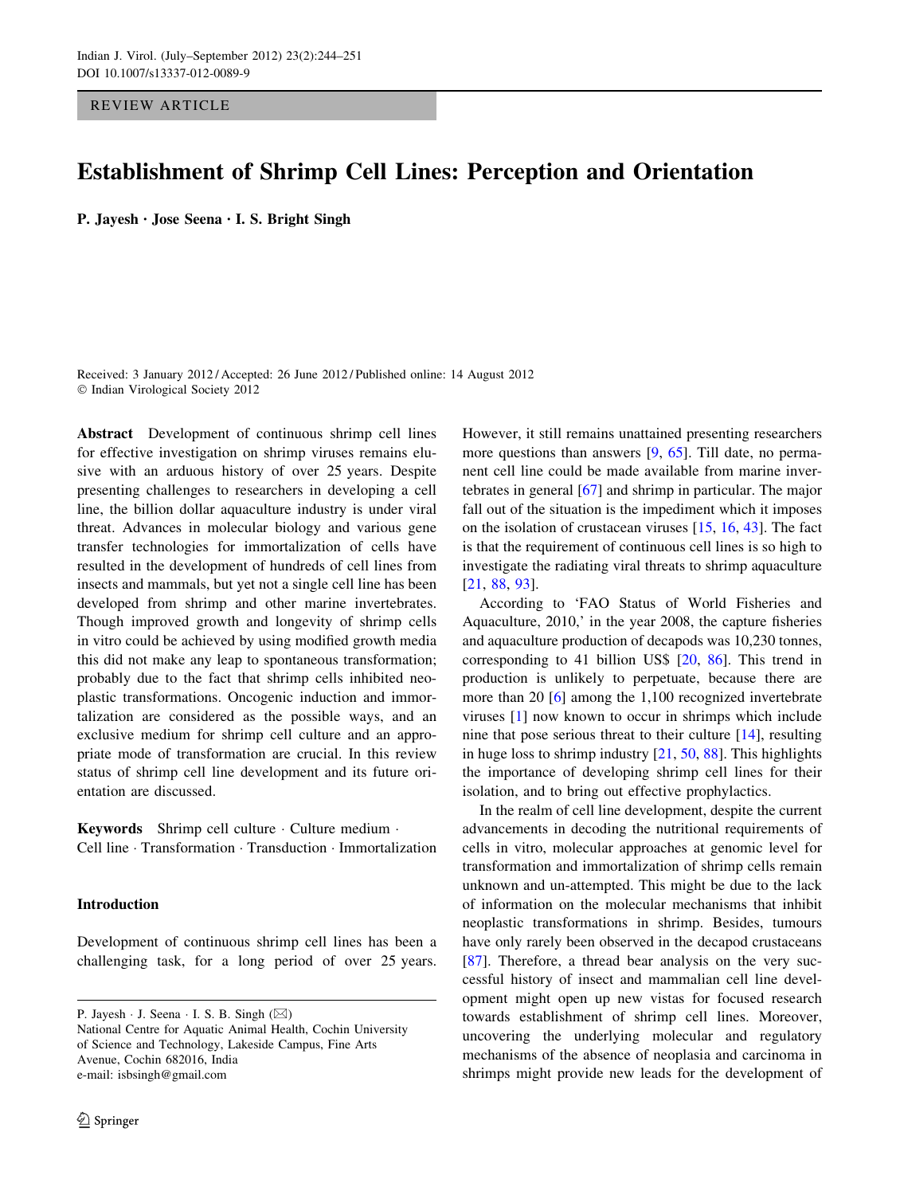REVIEW ARTICLE

# Establishment of Shrimp Cell Lines: Perception and Orientation

**P. Jayesh · Jose Seena · I. S. Bright Singh**

Received: 3 January 2012 / Accepted: 26 June 2012 / Published online: 14 August 2012
© Indian Virological Society 2012

**Abstract** Development of continuous shrimp cell lines for effective investigation on shrimp viruses remains elusive with an arduous history of over 25 years. Despite presenting challenges to researchers in developing a cell line, the billion dollar aquaculture industry is under viral threat. Advances in molecular biology and various gene transfer technologies for immortalization of cells have resulted in the development of hundreds of cell lines from insects and mammals, but yet not a single cell line has been developed from shrimp and other marine invertebrates. Though improved growth and longevity of shrimp cells in vitro could be achieved by using modified growth media this did not make any leap to spontaneous transformation; probably due to the fact that shrimp cells inhibited neoplastic transformations. Oncogenic induction and immortalization are considered as the possible ways, and an exclusive medium for shrimp cell culture and an appropriate mode of transformation are crucial. In this review status of shrimp cell line development and its future orientation are discussed.

**Keywords** Shrimp cell culture · Culture medium · Cell line · Transformation · Transduction · Immortalization

## Introduction

Development of continuous shrimp cell lines has been a challenging task, for a long period of over 25 years. However, it still remains unattained presenting researchers more questions than answers [9, 65]. Till date, no permanent cell line could be made available from marine invertebrates in general [67] and shrimp in particular. The major fall out of the situation is the impediment which it imposes on the isolation of crustacean viruses [15, 16, 43]. The fact is that the requirement of continuous cell lines is so high to investigate the radiating viral threats to shrimp aquaculture [21, 88, 93].

According to 'FAO Status of World Fisheries and Aquaculture, 2010,' in the year 2008, the capture fisheries and aquaculture production of decapods was 10,230 tonnes, corresponding to 41 billion US$ [20, 86]. This trend in production is unlikely to perpetuate, because there are more than 20 [6] among the 1,100 recognized invertebrate viruses [1] now known to occur in shrimps which include nine that pose serious threat to their culture [14], resulting in huge loss to shrimp industry [21, 50, 88]. This highlights the importance of developing shrimp cell lines for their isolation, and to bring out effective prophylactics.

In the realm of cell line development, despite the current advancements in decoding the nutritional requirements of cells in vitro, molecular approaches at genomic level for transformation and immortalization of shrimp cells remain unknown and un-attempted. This might be due to the lack of information on the molecular mechanisms that inhibit neoplastic transformations in shrimp. Besides, tumours have only rarely been observed in the decapod crustaceans [87]. Therefore, a thread bear analysis on the very successful history of insect and mammalian cell line development might open up new vistas for focused research towards establishment of shrimp cell lines. Moreover, uncovering the underlying molecular and regulatory mechanisms of the absence of neoplasia and carcinoma in shrimps might provide new leads for the development of

P. Jayesh · J. Seena · I. S. B. Singh (✉)
National Centre for Aquatic Animal Health, Cochin University of Science and Technology, Lakeside Campus, Fine Arts Avenue, Cochin 682016, India
e-mail: isbsingh@gmail.com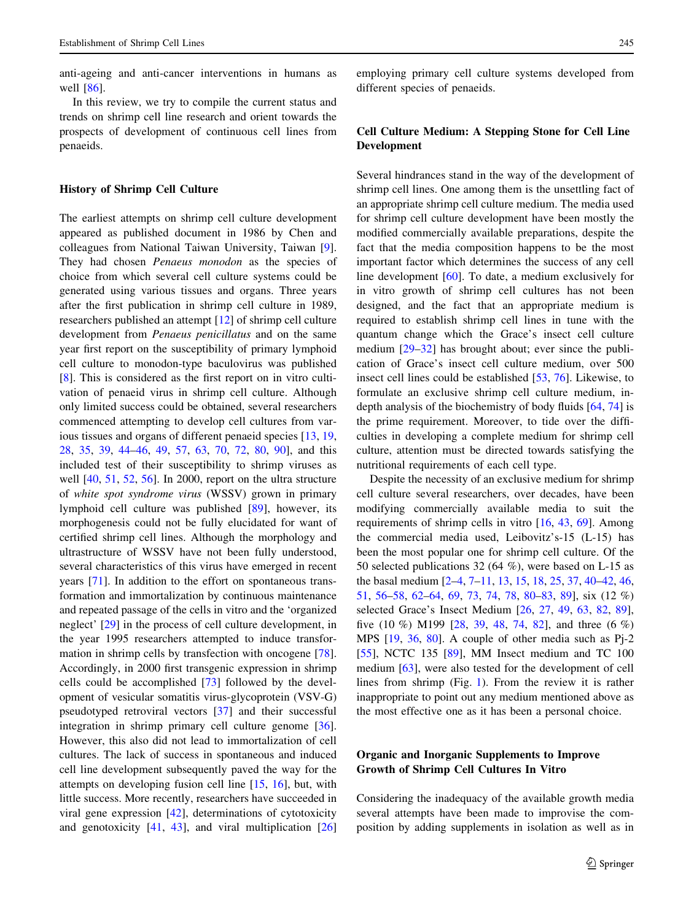anti-ageing and anti-cancer interventions in humans as well [86].

In this review, we try to compile the current status and trends on shrimp cell line research and orient towards the prospects of development of continuous cell lines from penaeids.

## History of Shrimp Cell Culture

The earliest attempts on shrimp cell culture development appeared as published document in 1986 by Chen and colleagues from National Taiwan University, Taiwan [9]. They had chosen *Penaeus monodon* as the species of choice from which several cell culture systems could be generated using various tissues and organs. Three years after the first publication in shrimp cell culture in 1989, researchers published an attempt [12] of shrimp cell culture development from *Penaeus penicillatus* and on the same year first report on the susceptibility of primary lymphoid cell culture to monodon-type baculovirus was published [8]. This is considered as the first report on in vitro cultivation of penaeid virus in shrimp cell culture. Although only limited success could be obtained, several researchers commenced attempting to develop cell cultures from various tissues and organs of different penaeid species [13, 19, 28, 35, 39, 44–46, 49, 57, 63, 70, 72, 80, 90], and this included test of their susceptibility to shrimp viruses as well [40, 51, 52, 56]. In 2000, report on the ultra structure of *white spot syndrome virus* (WSSV) grown in primary lymphoid cell culture was published [89], however, its morphogenesis could not be fully elucidated for want of certified shrimp cell lines. Although the morphology and ultrastructure of WSSV have not been fully understood, several characteristics of this virus have emerged in recent years [71]. In addition to the effort on spontaneous transformation and immortalization by continuous maintenance and repeated passage of the cells in vitro and the 'organized neglect' [29] in the process of cell culture development, in the year 1995 researchers attempted to induce transformation in shrimp cells by transfection with oncogene [78]. Accordingly, in 2000 first transgenic expression in shrimp cells could be accomplished [73] followed by the development of vesicular somatitis virus-glycoprotein (VSV-G) pseudotyped retroviral vectors [37] and their successful integration in shrimp primary cell culture genome [36]. However, this also did not lead to immortalization of cell cultures. The lack of success in spontaneous and induced cell line development subsequently paved the way for the attempts on developing fusion cell line [15, 16], but, with little success. More recently, researchers have succeeded in viral gene expression [42], determinations of cytotoxicity and genotoxicity [41, 43], and viral multiplication [26] employing primary cell culture systems developed from different species of penaeids.

## Cell Culture Medium: A Stepping Stone for Cell Line Development

Several hindrances stand in the way of the development of shrimp cell lines. One among them is the unsettling fact of an appropriate shrimp cell culture medium. The media used for shrimp cell culture development have been mostly the modified commercially available preparations, despite the fact that the media composition happens to be the most important factor which determines the success of any cell line development [60]. To date, a medium exclusively for in vitro growth of shrimp cell cultures has not been designed, and the fact that an appropriate medium is required to establish shrimp cell lines in tune with the quantum change which the Grace's insect cell culture medium [29–32] has brought about; ever since the publication of Grace's insect cell culture medium, over 500 insect cell lines could be established [53, 76]. Likewise, to formulate an exclusive shrimp cell culture medium, in-depth analysis of the biochemistry of body fluids [64, 74] is the prime requirement. Moreover, to tide over the difficulties in developing a complete medium for shrimp cell culture, attention must be directed towards satisfying the nutritional requirements of each cell type.

Despite the necessity of an exclusive medium for shrimp cell culture several researchers, over decades, have been modifying commercially available media to suit the requirements of shrimp cells in vitro [16, 43, 69]. Among the commercial media used, Leibovitz's-15 (L-15) has been the most popular one for shrimp cell culture. Of the 50 selected publications 32 (64 %), were based on L-15 as the basal medium [2–4, 7–11, 13, 15, 18, 25, 37, 40–42, 46, 51, 56–58, 62–64, 69, 73, 74, 78, 80–83, 89], six (12 %) selected Grace's Insect Medium [26, 27, 49, 63, 82, 89], five (10 %) M199 [28, 39, 48, 74, 82], and three (6 %) MPS [19, 36, 80]. A couple of other media such as Pj-2 [55], NCTC 135 [89], MM Insect medium and TC 100 medium [63], were also tested for the development of cell lines from shrimp (Fig. 1). From the review it is rather inappropriate to point out any medium mentioned above as the most effective one as it has been a personal choice.

## Organic and Inorganic Supplements to Improve Growth of Shrimp Cell Cultures In Vitro

Considering the inadequacy of the available growth media several attempts have been made to improvise the composition by adding supplements in isolation as well as in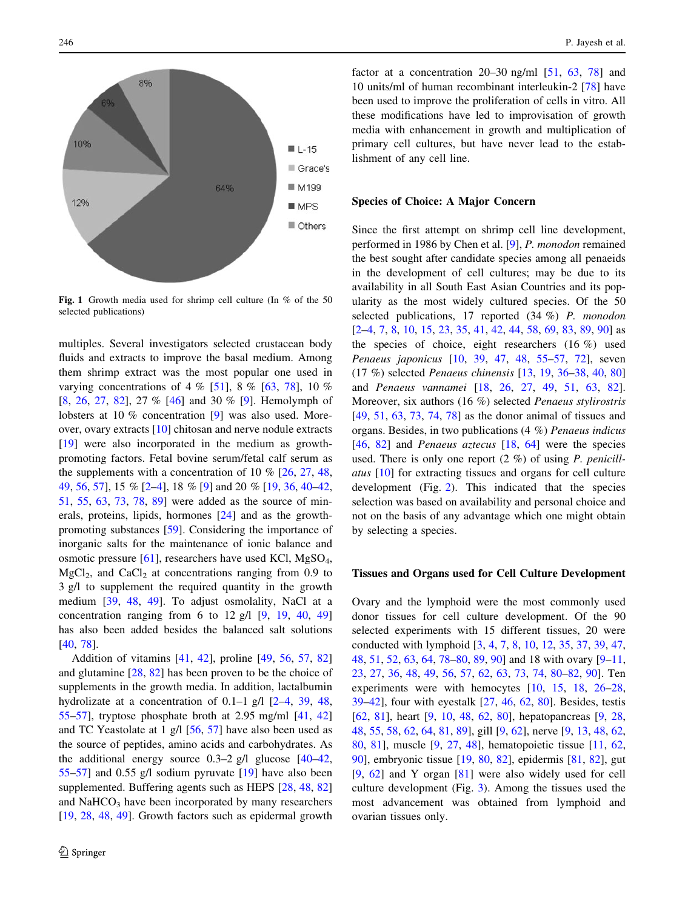Fig. 1 Growth media used for shrimp cell culture (In % of the 50 selected publications)

multiples. Several investigators selected crustacean body fluids and extracts to improve the basal medium. Among them shrimp extract was the most popular one used in varying concentrations of 4 % [51], 8 % [63, 78], 10 % [8, 26, 27, 82], 27 % [46] and 30 % [9]. Hemolymph of lobsters at 10 % concentration [9] was also used. Moreover, ovary extracts [10] chitosan and nerve nodule extracts [19] were also incorporated in the medium as growth-promoting factors. Fetal bovine serum/fetal calf serum as the supplements with a concentration of 10 % [26, 27, 48, 49, 56, 57], 15 % [2–4], 18 % [9] and 20 % [19, 36, 40–42, 51, 55, 63, 73, 78, 89] were added as the source of minerals, proteins, lipids, hormones [24] and as the growth-promoting substances [59]. Considering the importance of inorganic salts for the maintenance of ionic balance and osmotic pressure [61], researchers have used KCl, $MgSO_4$, $MgCl_2$, and $CaCl_2$ at concentrations ranging from 0.9 to 3 g/l to supplement the required quantity in the growth medium [39, 48, 49]. To adjust osmolality, NaCl at a concentration ranging from 6 to 12 g/l [9, 19, 40, 49] has also been added besides the balanced salt solutions [40, 78].

Addition of vitamins [41, 42], proline [49, 56, 57, 82] and glutamine [28, 82] has been proven to be the choice of supplements in the growth media. In addition, lactalbumin hydrolizate at a concentration of 0.1–1 g/l [2–4, 39, 48, 55–57], tryptose phosphate broth at 2.95 mg/ml [41, 42] and TC Yeastolate at 1 g/l [56, 57] have also been used as the source of peptides, amino acids and carbohydrates. As the additional energy source 0.3–2 g/l glucose [40–42, 55–57] and 0.55 g/l sodium pyruvate [19] have also been supplemented. Buffering agents such as HEPS [28, 48, 82] and $NaHCO_3$ have been incorporated by many researchers [19, 28, 48, 49]. Growth factors such as epidermal growth factor at a concentration 20–30 ng/ml [51, 63, 78] and 10 units/ml of human recombinant interleukin-2 [78] have been used to improve the proliferation of cells in vitro. All these modifications have led to improvisation of growth media with enhancement in growth and multiplication of primary cell cultures, but have never lead to the establishment of any cell line.

## Species of Choice: A Major Concern

Since the first attempt on shrimp cell line development, performed in 1986 by Chen et al. [9], *P. monodon* remained the best sought after candidate species among all penaeids in the development of cell cultures; may be due to its availability in all South East Asian Countries and its popularity as the most widely cultured species. Of the 50 selected publications, 17 reported (34 %) *P. monodon* [2–4, 7, 8, 10, 15, 23, 35, 41, 42, 44, 58, 69, 83, 89, 90] as the species of choice, eight researchers (16 %) used *Penaeus japonicus* [10, 39, 47, 48, 55–57, 72], seven (17 %) selected *Penaeus chinensis* [13, 19, 36–38, 40, 80] and *Penaeus vannamei* [18, 26, 27, 49, 51, 63, 82]. Moreover, six authors (16 %) selected *Penaeus stylirostris* [49, 51, 63, 73, 74, 78] as the donor animal of tissues and organs. Besides, in two publications (4 %) *Penaeus indicus* [46, 82] and *Penaeus aztecus* [18, 64] were the species used. There is only one report (2 %) of using *P. penicillatus* [10] for extracting tissues and organs for cell culture development (Fig. 2). This indicated that the species selection was based on availability and personal choice and not on the basis of any advantage which one might obtain by selecting a species.

## Tissues and Organs used for Cell Culture Development

Ovary and the lymphoid were the most commonly used donor tissues for cell culture development. Of the 90 selected experiments with 15 different tissues, 20 were conducted with lymphoid [3, 4, 7, 8, 10, 12, 35, 37, 39, 47, 48, 51, 52, 63, 64, 78–80, 89, 90] and 18 with ovary [9–11, 23, 27, 36, 48, 49, 56, 57, 62, 63, 73, 74, 80–82, 90]. Ten experiments were with hemocytes [10, 15, 18, 26–28, 39–42], four with eyestalk [27, 46, 62, 80]. Besides, testis [62, 81], heart [9, 10, 48, 62, 80], hepatopancreas [9, 28, 48, 55, 58, 62, 64, 81, 89], gill [9, 62], nerve [9, 13, 48, 62, 80, 81], muscle [9, 27, 48], hematopoietic tissue [11, 62, 90], embryonic tissue [19, 80, 82], epidermis [81, 82], gut [9, 62] and Y organ [81] were also widely used for cell culture development (Fig. 3). Among the tissues used the most advancement was obtained from lymphoid and ovarian tissues only.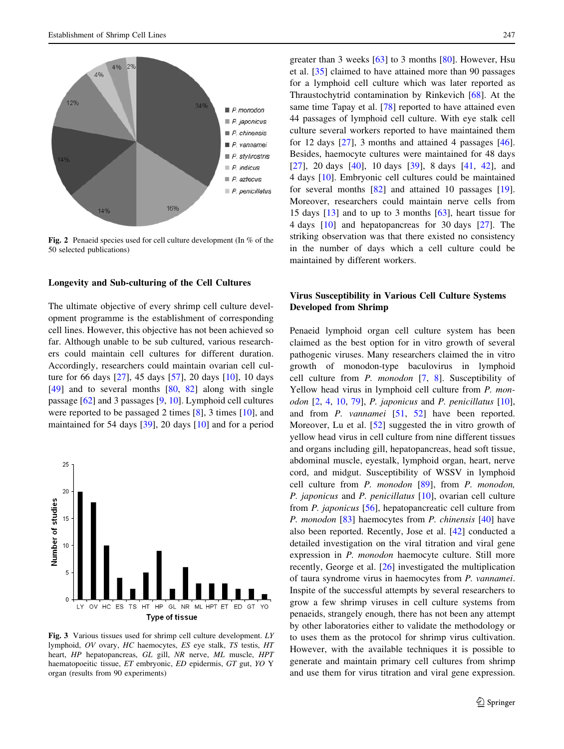Fig. 2 Penaeid species used for cell culture development (In % of the 50 selected publications)

### Longevity and Sub-culturing of the Cell Cultures

The ultimate objective of every shrimp cell culture development programme is the establishment of corresponding cell lines. However, this objective has not been achieved so far. Although unable to be sub cultured, various researchers could maintain cell cultures for different duration. Accordingly, researchers could maintain ovarian cell culture for 66 days [27], 45 days [57], 20 days [10], 10 days [49] and to several months [80, 82] along with single passage [62] and 3 passages [9, 10]. Lymphoid cell cultures were reported to be passaged 2 times [8], 3 times [10], and maintained for 54 days [39], 20 days [10] and for a period greater than 3 weeks [63] to 3 months [80]. However, Hsu et al. [35] claimed to have attained more than 90 passages for a lymphoid cell culture which was later reported as Thraustochytrid contamination by Rinkevich [68]. At the same time Tapay et al. [78] reported to have attained even 44 passages of lymphoid cell culture. With eye stalk cell culture several workers reported to have maintained them for 12 days [27], 3 months and attained 4 passages [46]. Besides, haemocyte cultures were maintained for 48 days [27], 20 days [40], 10 days [39], 8 days [41, 42], and 4 days [10]. Embryonic cell cultures could be maintained for several months [82] and attained 10 passages [19]. Moreover, researchers could maintain nerve cells from 15 days [13] and to up to 3 months [63], heart tissue for 4 days [10] and hepatopancreas for 30 days [27]. The striking observation was that there existed no consistency in the number of days which a cell culture could be maintained by different workers.

Fig. 3 Various tissues used for shrimp cell culture development. *LY* lymphoid, *OV* ovary, *HC* haemocytes, *ES* eye stalk, *TS* testis, *HT* heart, *HP* hepatopancreas, *GL* gill, *NR* nerve, *ML* muscle, *HPT* haematopoeitic tissue, *ET* embryonic, *ED* epidermis, *GT* gut, *YO* Y organ (results from 90 experiments)

### Virus Susceptibility in Various Cell Culture Systems Developed from Shrimp

Penaeid lymphoid organ cell culture system has been claimed as the best option for in vitro growth of several pathogenic viruses. Many researchers claimed the in vitro growth of monodon-type baculovirus in lymphoid cell culture from *P. monodon* [7, 8]. Susceptibility of Yellow head virus in lymphoid cell culture from *P. monodon* [2, 4, 10, 79], *P. japonicus* and *P. penicillatus* [10], and from *P. vannamei* [51, 52] have been reported. Moreover, Lu et al. [52] suggested the in vitro growth of yellow head virus in cell culture from nine different tissues and organs including gill, hepatopancreas, head soft tissue, abdominal muscle, eyestalk, lymphoid organ, heart, nerve cord, and midgut. Susceptibility of WSSV in lymphoid cell culture from *P. monodon* [89], from *P. monodon, P. japonicus* and *P. penicillatus* [10], ovarian cell culture from *P. japonicus* [56], hepatopancreatic cell culture from *P. monodon* [83] haemocytes from *P. chinensis* [40] have also been reported. Recently, Jose et al. [42] conducted a detailed investigation on the viral titration and viral gene expression in *P. monodon* haemocyte culture. Still more recently, George et al. [26] investigated the multiplication of taura syndrome virus in haemocytes from *P. vannamei*. Inspite of the successful attempts by several researchers to grow a few shrimp viruses in cell culture systems from penaeids, strangely enough, there has not been any attempt by other laboratories either to validate the methodology or to uses them as the protocol for shrimp virus cultivation. However, with the available techniques it is possible to generate and maintain primary cell cultures from shrimp and use them for virus titration and viral gene expression.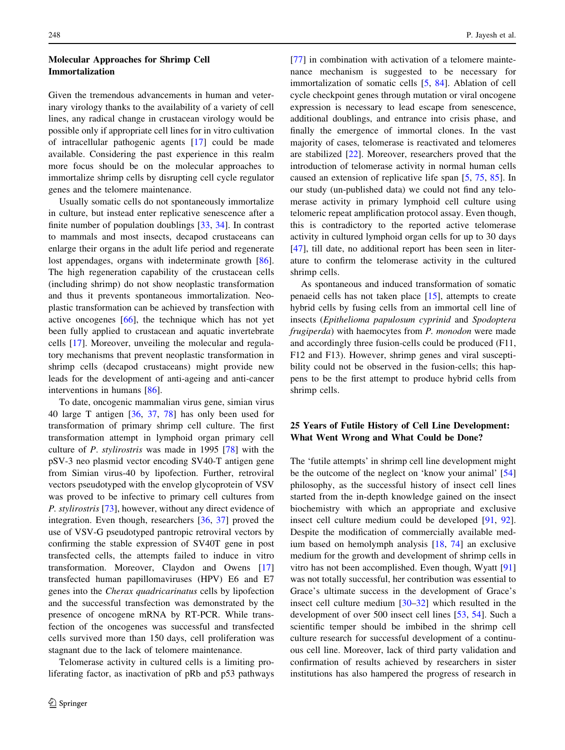## Molecular Approaches for Shrimp Cell Immortalization

Given the tremendous advancements in human and veterinary virology thanks to the availability of a variety of cell lines, any radical change in crustacean virology would be possible only if appropriate cell lines for in vitro cultivation of intracellular pathogenic agents [17] could be made available. Considering the past experience in this realm more focus should be on the molecular approaches to immortalize shrimp cells by disrupting cell cycle regulator genes and the telomere maintenance.

Usually somatic cells do not spontaneously immortalize in culture, but instead enter replicative senescence after a finite number of population doublings [33, 34]. In contrast to mammals and most insects, decapod crustaceans can enlarge their organs in the adult life period and regenerate lost appendages, organs with indeterminate growth [86]. The high regeneration capability of the crustacean cells (including shrimp) do not show neoplastic transformation and thus it prevents spontaneous immortalization. Neoplastic transformation can be achieved by transfection with active oncogenes [66], the technique which has not yet been fully applied to crustacean and aquatic invertebrate cells [17]. Moreover, unveiling the molecular and regulatory mechanisms that prevent neoplastic transformation in shrimp cells (decapod crustaceans) might provide new leads for the development of anti-ageing and anti-cancer interventions in humans [86].

To date, oncogenic mammalian virus gene, simian virus 40 large T antigen [36, 37, 78] has only been used for transformation of primary shrimp cell culture. The first transformation attempt in lymphoid organ primary cell culture of *P. stylirostris* was made in 1995 [78] with the pSV-3 neo plasmid vector encoding SV40-T antigen gene from Simian virus-40 by lipofection. Further, retroviral vectors pseudotyped with the envelop glycoprotein of VSV was proved to be infective to primary cell cultures from *P. stylirostris* [73], however, without any direct evidence of integration. Even though, researchers [36, 37] proved the use of VSV-G pseudotyped pantropic retroviral vectors by confirming the stable expression of SV40T gene in post transfected cells, the attempts failed to induce in vitro transformation. Moreover, Claydon and Owens [17] transfected human papillomaviruses (HPV) E6 and E7 genes into the *Cherax quadricarinatus* cells by lipofection and the successful transfection was demonstrated by the presence of oncogene mRNA by RT-PCR. While transfection of the oncogenes was successful and transfected cells survived more than 150 days, cell proliferation was stagnant due to the lack of telomere maintenance.

Telomerase activity in cultured cells is a limiting proliferating factor, as inactivation of pRb and p53 pathways [77] in combination with activation of a telomere maintenance mechanism is suggested to be necessary for immortalization of somatic cells [5, 84]. Ablation of cell cycle checkpoint genes through mutation or viral oncogene expression is necessary to lead escape from senescence, additional doublings, and entrance into crisis phase, and finally the emergence of immortal clones. In the vast majority of cases, telomerase is reactivated and telomeres are stabilized [22]. Moreover, researchers proved that the introduction of telomerase activity in normal human cells caused an extension of replicative life span [5, 75, 85]. In our study (un-published data) we could not find any telomerase activity in primary lymphoid cell culture using telomeric repeat amplification protocol assay. Even though, this is contradictory to the reported active telomerase activity in cultured lymphoid organ cells for up to 30 days [47], till date, no additional report has been seen in literature to confirm the telomerase activity in the cultured shrimp cells.

As spontaneous and induced transformation of somatic penaeid cells has not taken place [15], attempts to create hybrid cells by fusing cells from an immortal cell line of insects (*Epithelioma papulosum cyprinid* and *Spodoptera frugiperda*) with haemocytes from *P. monodon* were made and accordingly three fusion-cells could be produced (F11, F12 and F13). However, shrimp genes and viral susceptibility could not be observed in the fusion-cells; this happens to be the first attempt to produce hybrid cells from shrimp cells.

## 25 Years of Futile History of Cell Line Development: What Went Wrong and What Could be Done?

The 'futile attempts' in shrimp cell line development might be the outcome of the neglect on 'know your animal' [54] philosophy, as the successful history of insect cell lines started from the in-depth knowledge gained on the insect biochemistry with which an appropriate and exclusive insect cell culture medium could be developed [91, 92]. Despite the modification of commercially available medium based on hemolymph analysis [18, 74] an exclusive medium for the growth and development of shrimp cells in vitro has not been accomplished. Even though, Wyatt [91] was not totally successful, her contribution was essential to Grace's ultimate success in the development of Grace's insect cell culture medium [30–32] which resulted in the development of over 500 insect cell lines [53, 54]. Such a scientific temper should be imbibed in the shrimp cell culture research for successful development of a continuous cell line. Moreover, lack of third party validation and confirmation of results achieved by researchers in sister institutions has also hampered the progress of research in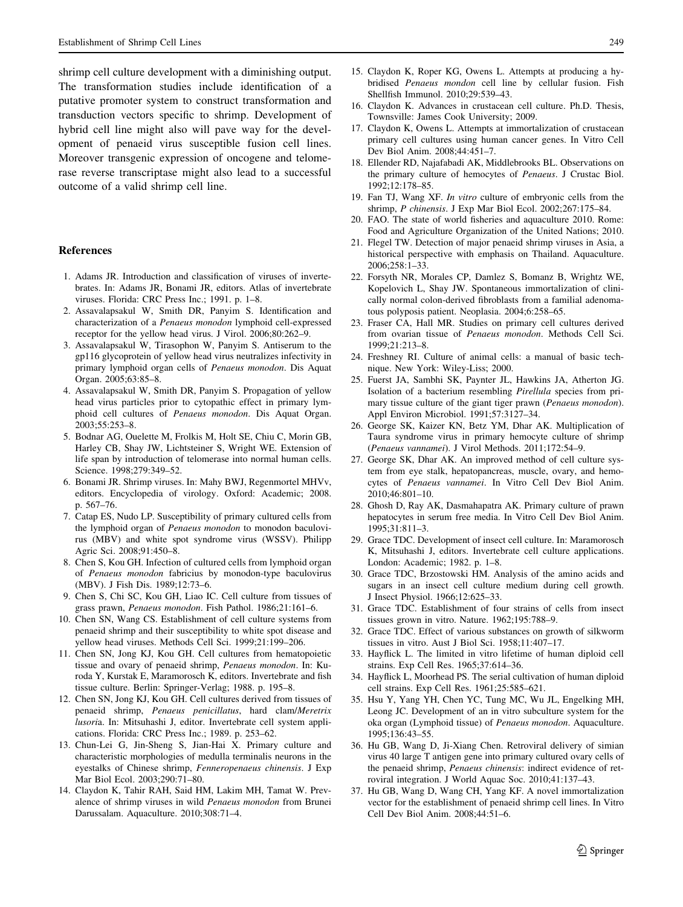shrimp cell culture development with a diminishing output. The transformation studies include identification of a putative promoter system to construct transformation and transduction vectors specific to shrimp. Development of hybrid cell line might also will pave way for the development of penaeid virus susceptible fusion cell lines. Moreover transgenic expression of oncogene and telomerase reverse transcriptase might also lead to a successful outcome of a valid shrimp cell line.

## References

1. Adams JR. Introduction and classification of viruses of invertebrates. In: Adams JR, Bonami JR, editors. Atlas of invertebrate viruses. Florida: CRC Press Inc.; 1991. p. 1–8.
2. Assavalapsakul W, Smith DR, Panyim S. Identification and characterization of a *Penaeus monodon* lymphoid cell-expressed receptor for the yellow head virus. J Virol. 2006;80:262–9.
3. Assavalapsakul W, Tirasophon W, Panyim S. Antiserum to the gp116 glycoprotein of yellow head virus neutralizes infectivity in primary lymphoid organ cells of *Penaeus monodon*. Dis Aquat Organ. 2005;63:85–8.
4. Assavalapsakul W, Smith DR, Panyim S. Propagation of yellow head virus particles prior to cytopathic effect in primary lymphoid cell cultures of *Penaeus monodon*. Dis Aquat Organ. 2003;55:253–8.
5. Bodnar AG, Ouelette M, Frolkis M, Holt SE, Chiu C, Morin GB, Harley CB, Shay JW, Lichtsteiner S, Wright WE. Extension of life span by introduction of telomerase into normal human cells. Science. 1998;279:349–52.
6. Bonami JR. Shrimp viruses. In: Mahy BWJ, Regenmortel MHVv, editors. Encyclopedia of virology. Oxford: Academic; 2008. p. 567–76.
7. Catap ES, Nudo LP. Susceptibility of primary cultured cells from the lymphoid organ of *Penaeus monodon* to monodon baculovirus (MBV) and white spot syndrome virus (WSSV). Philipp Agric Sci. 2008;91:450–8.
8. Chen S, Kou GH. Infection of cultured cells from lymphoid organ of *Penaeus monodon* fabricius by monodon-type baculovirus (MBV). J Fish Dis. 1989;12:73–6.
9. Chen S, Chi SC, Kou GH, Liao IC. Cell culture from tissues of grass prawn, *Penaeus monodon*. Fish Pathol. 1986;21:161–6.
10. Chen SN, Wang CS. Establishment of cell culture systems from penaeid shrimp and their susceptibility to white spot disease and yellow head viruses. Methods Cell Sci. 1999;21:199–206.
11. Chen SN, Jong KJ, Kou GH. Cell cultures from hematopoietic tissue and ovary of penaeid shrimp, *Penaeus monodon*. In: Kuroda Y, Kurstak E, Maramorosch K, editors. Invertebrate and fish tissue culture. Berlin: Springer-Verlag; 1988. p. 195–8.
12. Chen SN, Jong KJ, Kou GH. Cell cultures derived from tissues of penaeid shrimp, *Penaeus penicillatus*, hard clam/*Meretrix lusori*a. In: Mitsuhashi J, editor. Invertebrate cell system applications. Florida: CRC Press Inc.; 1989. p. 253–62.
13. Chun-Lei G, Jin-Sheng S, Jian-Hai X. Primary culture and characteristic morphologies of medulla terminalis neurons in the eyestalks of Chinese shrimp, *Fenneropenaeus chinensis*. J Exp Mar Biol Ecol. 2003;290:71–80.
14. Claydon K, Tahir RAH, Said HM, Lakim MH, Tamat W. Prevalence of shrimp viruses in wild *Penaeus monodon* from Brunei Darussalam. Aquaculture. 2010;308:71–4.
15. Claydon K, Roper KG, Owens L. Attempts at producing a hybridised *Penaeus mondon* cell line by cellular fusion. Fish Shellfish Immunol. 2010;29:539–43.
16. Claydon K. Advances in crustacean cell culture. Ph.D. Thesis, Townsville: James Cook University; 2009.
17. Claydon K, Owens L. Attempts at immortalization of crustacean primary cell cultures using human cancer genes. In Vitro Cell Dev Biol Anim. 2008;44:451–7.
18. Ellender RD, Najafabadi AK, Middlebrooks BL. Observations on the primary culture of hemocytes of *Penaeus*. J Crustac Biol. 1992;12:178–85.
19. Fan TJ, Wang XF. *In vitro* culture of embryonic cells from the shrimp, *P chinensis*. J Exp Mar Biol Ecol. 2002;267:175–84.
20. FAO. The state of world fisheries and aquaculture 2010. Rome: Food and Agriculture Organization of the United Nations; 2010.
21. Flegel TW. Detection of major penaeid shrimp viruses in Asia, a historical perspective with emphasis on Thailand. Aquaculture. 2006;258:1–33.
22. Forsyth NR, Morales CP, Damlez S, Bomanz B, Wrightz WE, Kopelovich L, Shay JW. Spontaneous immortalization of clinically normal colon-derived fibroblasts from a familial adenomatous polyposis patient. Neoplasia. 2004;6:258–65.
23. Fraser CA, Hall MR. Studies on primary cell cultures derived from ovarian tissue of *Penaeus monodon*. Methods Cell Sci. 1999;21:213–8.
24. Freshney RI. Culture of animal cells: a manual of basic technique. New York: Wiley-Liss; 2000.
25. Fuerst JA, Sambhi SK, Paynter JL, Hawkins JA, Atherton JG. Isolation of a bacterium resembling *Pirellula* species from primary tissue culture of the giant tiger prawn (*Penaeus monodon*). Appl Environ Microbiol. 1991;57:3127–34.
26. George SK, Kaizer KN, Betz YM, Dhar AK. Multiplication of Taura syndrome virus in primary hemocyte culture of shrimp (*Penaeus vannamei*). J Virol Methods. 2011;172:54–9.
27. George SK, Dhar AK. An improved method of cell culture system from eye stalk, hepatopancreas, muscle, ovary, and hemocytes of *Penaeus vannamei*. In Vitro Cell Dev Biol Anim. 2010;46:801–10.
28. Ghosh D, Ray AK, Dasmahapatra AK. Primary culture of prawn hepatocytes in serum free media. In Vitro Cell Dev Biol Anim. 1995;31:811–3.
29. Grace TDC. Development of insect cell culture. In: Maramorosch K, Mitsuhashi J, editors. Invertebrate cell culture applications. London: Academic; 1982. p. 1–8.
30. Grace TDC, Brzostowski HM. Analysis of the amino acids and sugars in an insect cell culture medium during cell growth. J Insect Physiol. 1966;12:625–33.
31. Grace TDC. Establishment of four strains of cells from insect tissues grown in vitro. Nature. 1962;195:788–9.
32. Grace TDC. Effect of various substances on growth of silkworm tissues in vitro. Aust J Biol Sci. 1958;11:407–17.
33. Hayflick L. The limited in vitro lifetime of human diploid cell strains. Exp Cell Res. 1965;37:614–36.
34. Hayflick L, Moorhead PS. The serial cultivation of human diploid cell strains. Exp Cell Res. 1961;25:585–621.
35. Hsu Y, Yang YH, Chen YC, Tung MC, Wu JL, Engelking MH, Leong JC. Development of an in vitro subculture system for the oka organ (Lymphoid tissue) of *Penaeus monodon*. Aquaculture. 1995;136:43–55.
36. Hu GB, Wang D, Ji-Xiang Chen. Retroviral delivery of simian virus 40 large T antigen gene into primary cultured ovary cells of the penaeid shrimp, *Penaeus chinesis*: indirect evidence of retroviral integration. J World Aquac Soc. 2010;41:137–43.
37. Hu GB, Wang D, Wang CH, Yang KF. A novel immortalization vector for the establishment of penaeid shrimp cell lines. In Vitro Cell Dev Biol Anim. 2008;44:51–6.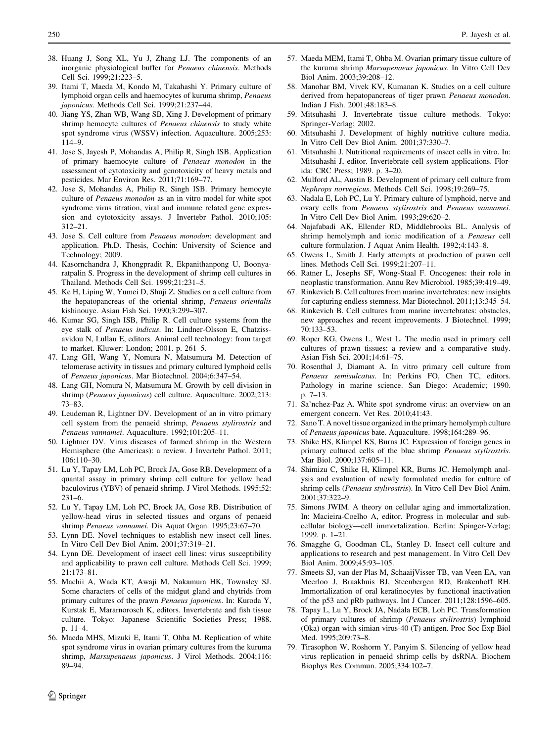38. Huang J, Song XL, Yu J, Zhang LJ. The components of an inorganic physiological buffer for *Penaeus chinensis*. Methods Cell Sci. 1999;21:223–5.
39. Itami T, Maeda M, Kondo M, Takahashi Y. Primary culture of lymphoid organ cells and haemocytes of kuruma shrimp, *Penaeus japonicus*. Methods Cell Sci. 1999;21:237–44.
40. Jiang YS, Zhan WB, Wang SB, Xing J. Development of primary shrimp hemocyte cultures of *Penaeus chinensis* to study white spot syndrome virus (WSSV) infection. Aquaculture. 2005;253: 114–9.
41. Jose S, Jayesh P, Mohandas A, Philip R, Singh ISB. Application of primary haemocyte culture of *Penaeus monodon* in the assessment of cytotoxicity and genotoxicity of heavy metals and pesticides. Mar Environ Res. 2011;71:169–77.
42. Jose S, Mohandas A, Philip R, Singh ISB. Primary hemocyte culture of *Penaeus monodon* as an in vitro model for white spot syndrome virus titration, viral and immune related gene expression and cytotoxicity assays. J Invertebr Pathol. 2010;105: 312–21.
43. Jose S. Cell culture from *Penaeus monodon*: development and application. Ph.D. Thesis, Cochin: University of Science and Technology; 2009.
44. Kasornchandra J, Khongpradit R, Ekpanithanpong U, Boonyaratpalin S. Progress in the development of shrimp cell cultures in Thailand. Methods Cell Sci. 1999;21:231–5.
45. Ke H, Liping W, Yumei D, Shuji Z. Studies on a cell culture from the hepatopancreas of the oriental shrimp, *Penaeus orientalis* kishinouye. Asian Fish Sci. 1990;3:299–307.
46. Kumar SG, Singh ISB, Philip R. Cell culture systems from the eye stalk of *Penaeus indicus*. In: Lindner-Olsson E, Chatzissavidou N, Lullau E, editors. Animal cell technology: from target to market. Kluwer: London; 2001. p. 261–5.
47. Lang GH, Wang Y, Nomura N, Matsumura M. Detection of telomerase activity in tissues and primary cultured lymphoid cells of *Penaeus japonicus*. Mar Biotechnol. 2004;6:347–54.
48. Lang GH, Nomura N, Matsumura M. Growth by cell division in shrimp (*Penaeus japonicas*) cell culture. Aquaculture. 2002;213: 73–83.
49. Leudeman R, Lightner DV. Development of an in vitro primary cell system from the penaeid shrimp, *Penaeus stylirostris* and *Penaeus vannamei*. Aquaculture. 1992;101:205–11.
50. Lightner DV. Virus diseases of farmed shrimp in the Western Hemisphere (the Americas): a review. J Invertebr Pathol. 2011; 106:110–30.
51. Lu Y, Tapay LM, Loh PC, Brock JA, Gose RB. Development of a quantal assay in primary shrimp cell culture for yellow head baculovirus (YBV) of penaeid shrimp. J Virol Methods. 1995;52: 231–6.
52. Lu Y, Tapay LM, Loh PC, Brock JA, Gose RB. Distribution of yellow-head virus in selected tissues and organs of penaeid shrimp *Penaeus vannamei*. Dis Aquat Organ. 1995;23:67–70.
53. Lynn DE. Novel techniques to establish new insect cell lines. In Vitro Cell Dev Biol Anim. 2001;37:319–21.
54. Lynn DE. Development of insect cell lines: virus susceptibility and applicability to prawn cell culture. Methods Cell Sci. 1999; 21:173–81.
55. Machii A, Wada KT, Awaji M, Nakamura HK, Townsley SJ. Some characters of cells of the midgut gland and chytrids from primary cultures of the prawn *Penaeus japonicus*. In: Kuroda Y, Kurstak E, Mararnorosch K, editors. Invertebrate and fish tissue culture. Tokyo: Japanese Scientific Societies Press; 1988. p. 11–4.
56. Maeda MHS, Mizuki E, Itami T, Ohba M. Replication of white spot syndrome virus in ovarian primary cultures from the kuruma shrimp, *Marsupenaeus japonicus*. J Virol Methods. 2004;116: 89–94.
57. Maeda MEM, Itami T, Ohba M. Ovarian primary tissue culture of the kuruma shrimp *Marsupenaeus japonicus*. In Vitro Cell Dev Biol Anim. 2003;39:208–12.
58. Manohar BM, Vivek KV, Kumanan K. Studies on a cell culture derived from hepatopancreas of tiger prawn *Penaeus monodon*. Indian J Fish. 2001;48:183–8.
59. Mitsuhashi J. Invertebrate tissue culture methods. Tokyo: Springer-Verlag; 2002.
60. Mitsuhashi J. Development of highly nutritive culture media. In Vitro Cell Dev Biol Anim. 2001;37:330–7.
61. Mitsuhashi J. Nutritional requirements of insect cells in vitro. In: Mitsuhashi J, editor. Invertebrate cell system applications. Florida: CRC Press; 1989. p. 3–20.
62. Mulford AL, Austin B. Development of primary cell culture from *Nephrops norvegicus*. Methods Cell Sci. 1998;19:269–75.
63. Nadala E, Loh PC, Lu Y. Primary culture of lymphoid, nerve and ovary cells from *Penaeus stylirostris* and *Penaeus vannamei*. In Vitro Cell Dev Biol Anim. 1993;29:620–2.
64. Najafabadi AK, Ellender RD, Middlebrooks BL. Analysis of shrimp hemolymph and ionic modification of a *Penaeus* cell culture formulation. J Aquat Anim Health. 1992;4:143–8.
65. Owens L, Smith J. Early attempts at production of prawn cell lines. Methods Cell Sci. 1999;21:207–11.
66. Ratner L, Josephs SF, Wong-Staal F. Oncogenes: their role in neoplastic transformation. Annu Rev Microbiol. 1985;39:419–49.
67. Rinkevich B. Cell cultures from marine invertebrates: new insights for capturing endless stemness. Mar Biotechnol. 2011;13:345–54.
68. Rinkevich B. Cell cultures from marine invertebrates: obstacles, new approaches and recent improvements. J Biotechnol. 1999; 70:133–53.
69. Roper KG, Owens L, West L. The media used in primary cell cultures of prawn tissues: a review and a comparative study. Asian Fish Sci. 2001;14:61–75.
70. Rosenthal J, Diamant A. In vitro primary cell culture from *Penaeus semisulcatus*. In: Perkins FO, Chen TC, editors. Pathology in marine science. San Diego: Academic; 1990. p. 7–13.
71. Sa'nchez-Paz A. White spot syndrome virus: an overview on an emergent concern. Vet Res. 2010;41:43.
72. Sano T. A novel tissue organized in the primary hemolymph culture of *Penaeus japonicus* bate. Aquaculture. 1998;164:289–96.
73. Shike HS, Klimpel KS, Burns JC. Expression of foreign genes in primary cultured cells of the blue shrimp *Penaeus stylirostris*. Mar Biol. 2000;137:605–11.
74. Shimizu C, Shike H, Klimpel KR, Burns JC. Hemolymph analysis and evaluation of newly formulated media for culture of shrimp cells (*Penaeus stylirostris*). In Vitro Cell Dev Biol Anim. 2001;37:322–9.
75. Simons JWIM. A theory on cellular aging and immortalization. In: Macieira-Coelho A, editor. Progress in molecular and subcellular biology—cell immortalization. Berlin: Spinger-Verlag; 1999. p. 1–21.
76. Smagghe G, Goodman CL, Stanley D. Insect cell culture and applications to research and pest management. In Vitro Cell Dev Biol Anim. 2009;45:93–105.
77. Smeets SJ, van der Plas M, SchaaijVisser TB, van Veen EA, van Meerloo J, Braakhuis BJ, Steenbergen RD, Brakenhoff RH. Immortalization of oral keratinocytes by functional inactivation of the p53 and pRb pathways. Int J Cancer. 2011;128:1596–605.
78. Tapay L, Lu Y, Brock JA, Nadala ECB, Loh PC. Transformation of primary cultures of shrimp (*Penaeus stylirostris*) lymphoid (Oka) organ with simian virus-40 (T) antigen. Proc Soc Exp Biol Med. 1995;209:73–8.
79. Tirasophon W, Roshorm Y, Panyim S. Silencing of yellow head virus replication in penaeid shrimp cells by dsRNA. Biochem Biophys Res Commun. 2005;334:102–7.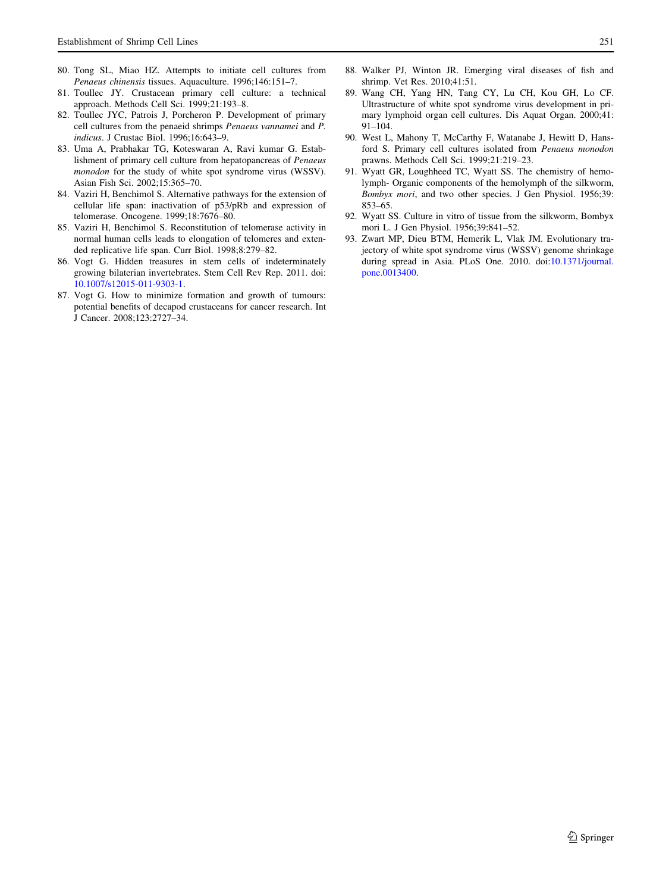80. Tong SL, Miao HZ. Attempts to initiate cell cultures from *Penaeus chinensis* tissues. Aquaculture. 1996;146:151–7.
81. Toullec JY. Crustacean primary cell culture: a technical approach. Methods Cell Sci. 1999;21:193–8.
82. Toullec JYC, Patrois J, Porcheron P. Development of primary cell cultures from the penaeid shrimps *Penaeus vannamei* and *P. indicus*. J Crustac Biol. 1996;16:643–9.
83. Uma A, Prabhakar TG, Koteswaran A, Ravi kumar G. Establishment of primary cell culture from hepatopancreas of *Penaeus monodon* for the study of white spot syndrome virus (WSSV). Asian Fish Sci. 2002;15:365–70.
84. Vaziri H, Benchimol S. Alternative pathways for the extension of cellular life span: inactivation of p53/pRb and expression of telomerase. Oncogene. 1999;18:7676–80.
85. Vaziri H, Benchimol S. Reconstitution of telomerase activity in normal human cells leads to elongation of telomeres and extended replicative life span. Curr Biol. 1998;8:279–82.
86. Vogt G. Hidden treasures in stem cells of indeterminately growing bilaterian invertebrates. Stem Cell Rev Rep. 2011. doi:10.1007/s12015-011-9303-1.
87. Vogt G. How to minimize formation and growth of tumours: potential benefits of decapod crustaceans for cancer research. Int J Cancer. 2008;123:2727–34.
88. Walker PJ, Winton JR. Emerging viral diseases of fish and shrimp. Vet Res. 2010;41:51.
89. Wang CH, Yang HN, Tang CY, Lu CH, Kou GH, Lo CF. Ultrastructure of white spot syndrome virus development in primary lymphoid organ cell cultures. Dis Aquat Organ. 2000;41:91–104.
90. West L, Mahony T, McCarthy F, Watanabe J, Hewitt D, Hansford S. Primary cell cultures isolated from *Penaeus monodon* prawns. Methods Cell Sci. 1999;21:219–23.
91. Wyatt GR, Loughheed TC, Wyatt SS. The chemistry of hemolymph- Organic components of the hemolymph of the silkworm, *Bombyx mori*, and two other species. J Gen Physiol. 1956;39:853–65.
92. Wyatt SS. Culture in vitro of tissue from the silkworm, Bombyx mori L. J Gen Physiol. 1956;39:841–52.
93. Zwart MP, Dieu BTM, Hemerik L, Vlak JM. Evolutionary trajectory of white spot syndrome virus (WSSV) genome shrinkage during spread in Asia. PLoS One. 2010. doi:10.1371/journal.pone.0013400.